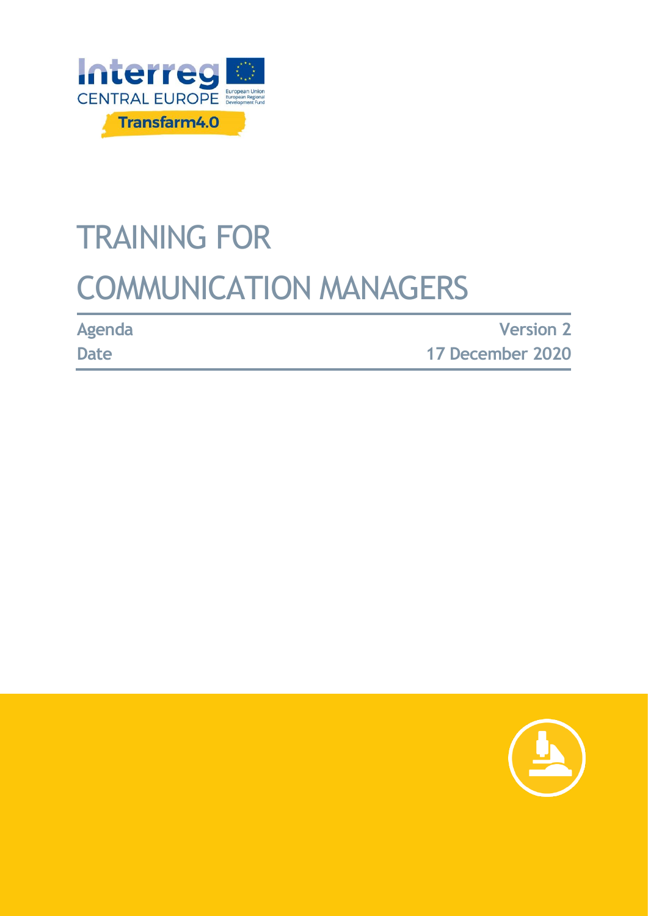Interreg CENTRAL EUROPE

Transfarm4.0

# TRAINING FOR COMMUNICATION MANAGERS

| Agenda | Version 2 |
| --- | --- |
| Date | 17 December 2020 |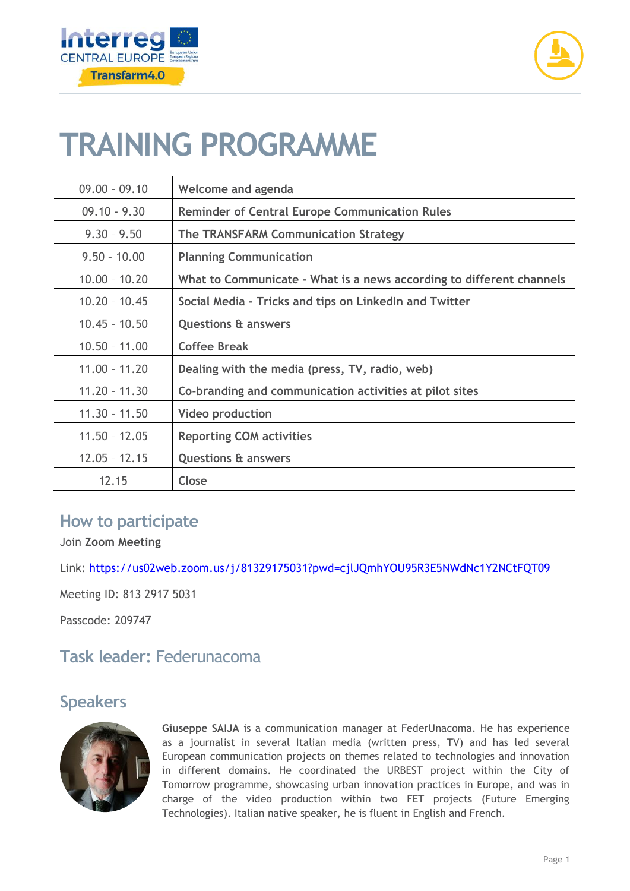# TRAINING PROGRAMME

| | |
|---|---|
| 09.00 - 09.10 | **Welcome and agenda** |
| 09.10 - 9.30 | **Reminder of Central Europe Communication Rules** |
| 9.30 - 9.50 | **The TRANSFARM Communication Strategy** |
| 9.50 - 10.00 | **Planning Communication** |
| 10.00 - 10.20 | **What to Communicate - What is a news according to different channels** |
| 10.20 - 10.45 | **Social Media - Tricks and tips on LinkedIn and Twitter** |
| 10.45 - 10.50 | **Questions & answers** |
| 10.50 - 11.00 | **Coffee Break** |
| 11.00 - 11.20 | **Dealing with the media (press, TV, radio, web)** |
| 11.20 - 11.30 | **Co-branding and communication activities at pilot sites** |
| 11.30 - 11.50 | **Video production** |
| 11.50 - 12.05 | **Reporting COM activities** |
| 12.05 - 12.15 | **Questions & answers** |
| 12.15 | **Close** |

## How to participate

Join **Zoom Meeting**

Link: https://us02web.zoom.us/j/81329175031?pwd=cjlJQmhYOU95R3E5NWdNc1Y2NCtFQT09

Meeting ID: 813 2917 5031

Passcode: 209747

## Task leader: Federunacoma

## Speakers

**Giuseppe SAIJA** is a communication manager at FederUnacoma. He has experience as a journalist in several Italian media (written press, TV) and has led several European communication projects on themes related to technologies and innovation in different domains. He coordinated the URBEST project within the City of Tomorrow programme, showcasing urban innovation practices in Europe, and was in charge of the video production within two FET projects (Future Emerging Technologies). Italian native speaker, he is fluent in English and French.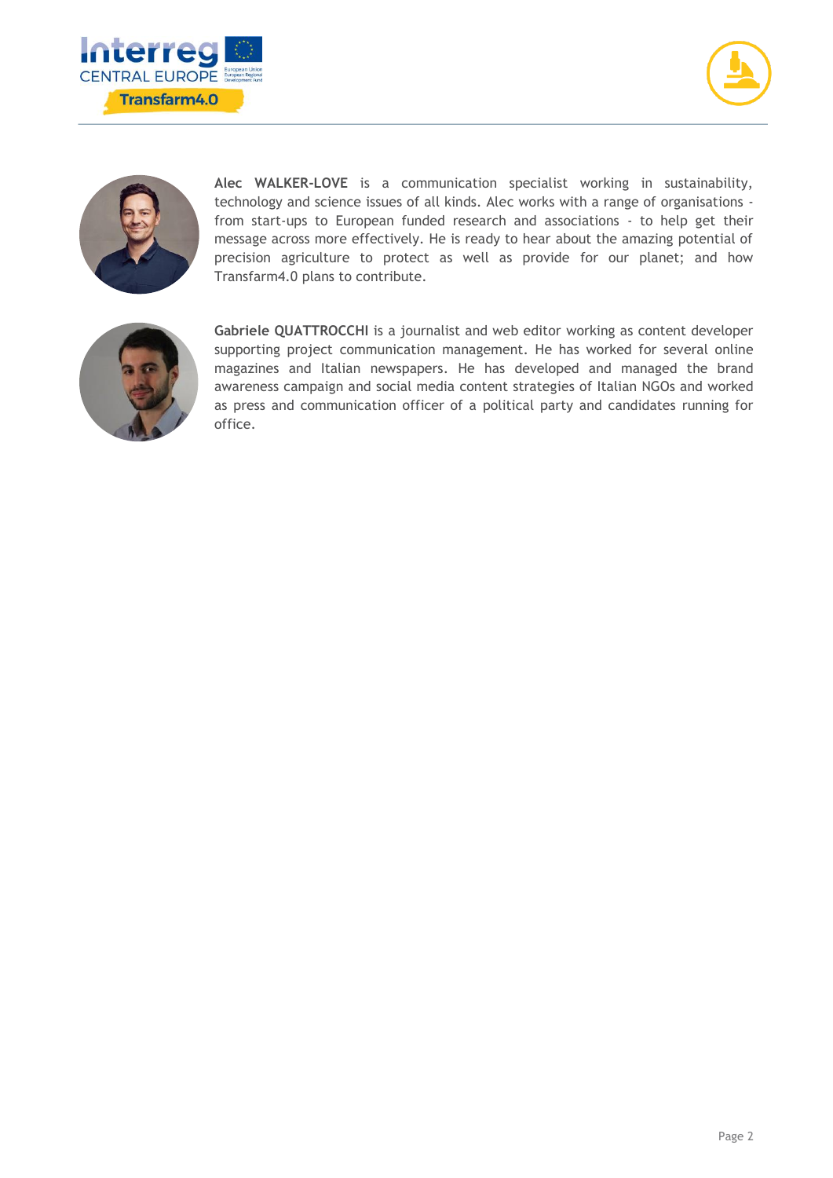**Alec WALKER-LOVE** is a communication specialist working in sustainability, technology and science issues of all kinds. Alec works with a range of organisations - from start-ups to European funded research and associations - to help get their message across more effectively. He is ready to hear about the amazing potential of precision agriculture to protect as well as provide for our planet; and how Transfarm4.0 plans to contribute.

**Gabriele QUATTROCCHI** is a journalist and web editor working as content developer supporting project communication management. He has worked for several online magazines and Italian newspapers. He has developed and managed the brand awareness campaign and social media content strategies of Italian NGOs and worked as press and communication officer of a political party and candidates running for office.